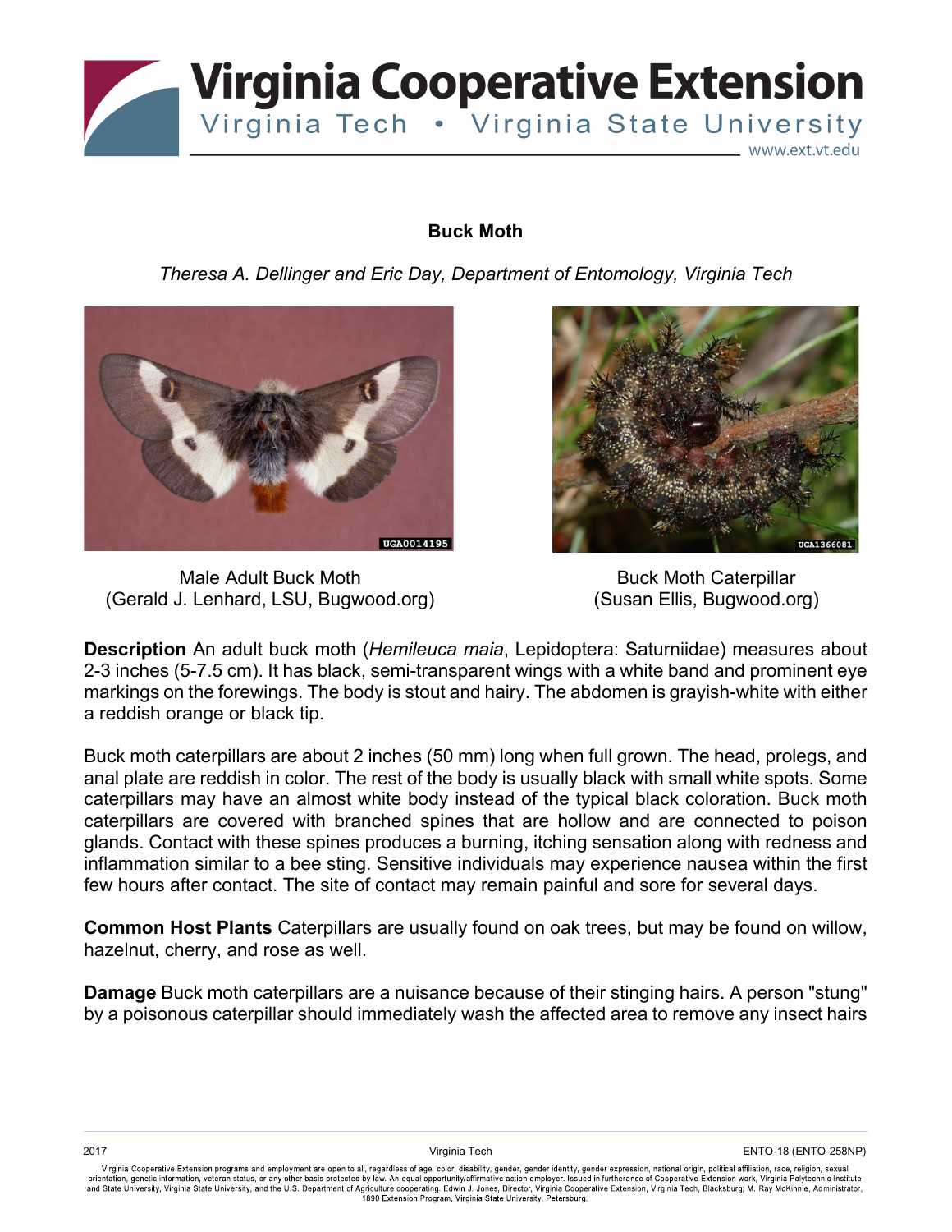Virginia Cooperative Extension
Virginia Tech • Virginia State University
www.ext.vt.edu

# Buck Moth

*Theresa A. Dellinger and Eric Day, Department of Entomology, Virginia Tech*

Male Adult Buck Moth
(Gerald J. Lenhard, LSU, Bugwood.org)

Buck Moth Caterpillar
(Susan Ellis, Bugwood.org)

**Description** An adult buck moth (*Hemileuca maia*, Lepidoptera: Saturniidae) measures about 2-3 inches (5-7.5 cm). It has black, semi-transparent wings with a white band and prominent eye markings on the forewings. The body is stout and hairy. The abdomen is grayish-white with either a reddish orange or black tip.

Buck moth caterpillars are about 2 inches (50 mm) long when full grown. The head, prolegs, and anal plate are reddish in color. The rest of the body is usually black with small white spots. Some caterpillars may have an almost white body instead of the typical black coloration. Buck moth caterpillars are covered with branched spines that are hollow and are connected to poison glands. Contact with these spines produces a burning, itching sensation along with redness and inflammation similar to a bee sting. Sensitive individuals may experience nausea within the first few hours after contact. The site of contact may remain painful and sore for several days.

**Common Host Plants** Caterpillars are usually found on oak trees, but may be found on willow, hazelnut, cherry, and rose as well.

**Damage** Buck moth caterpillars are a nuisance because of their stinging hairs. A person "stung" by a poisonous caterpillar should immediately wash the affected area to remove any insect hairs

2017 Virginia Tech ENTO-18 (ENTO-258NP)

Virginia Cooperative Extension programs and employment are open to all, regardless of age, color, disability, gender, gender identity, gender expression, national origin, political affiliation, race, religion, sexual orientation, genetic information, veteran status, or any other basis protected by law. An equal opportunity/affirmative action employer. Issued in furtherance of Cooperative Extension work, Virginia Polytechnic Institute and State University, Virginia State University, and the U.S. Department of Agriculture cooperating. Edwin J. Jones, Director, Virginia Cooperative Extension, Virginia Tech, Blacksburg; M. Ray McKinnie, Administrator, 1890 Extension Program, Virginia State University, Petersburg.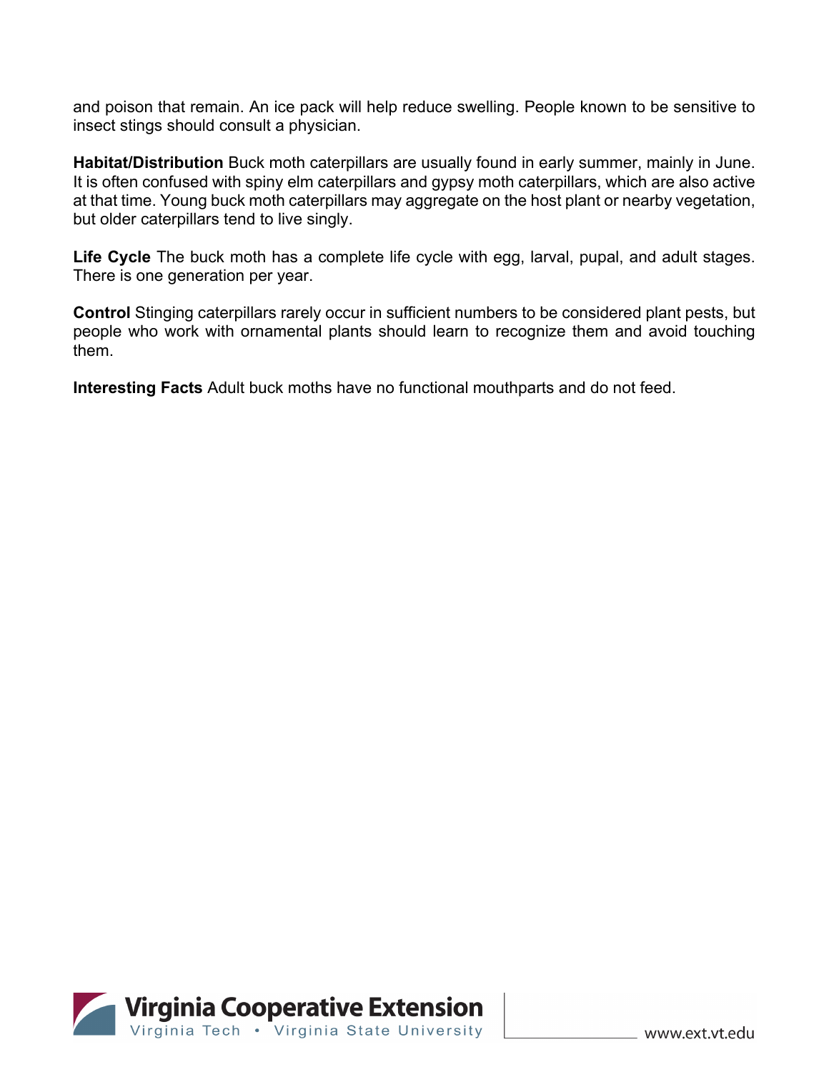and poison that remain. An ice pack will help reduce swelling. People known to be sensitive to insect stings should consult a physician.

**Habitat/Distribution** Buck moth caterpillars are usually found in early summer, mainly in June. It is often confused with spiny elm caterpillars and gypsy moth caterpillars, which are also active at that time. Young buck moth caterpillars may aggregate on the host plant or nearby vegetation, but older caterpillars tend to live singly.

**Life Cycle** The buck moth has a complete life cycle with egg, larval, pupal, and adult stages. There is one generation per year.

**Control** Stinging caterpillars rarely occur in sufficient numbers to be considered plant pests, but people who work with ornamental plants should learn to recognize them and avoid touching them.

**Interesting Facts** Adult buck moths have no functional mouthparts and do not feed.